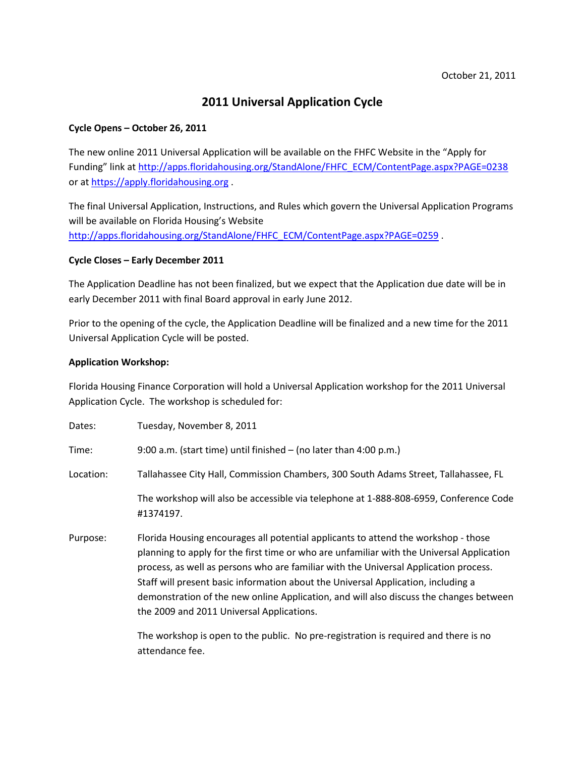October 21, 2011

# 2011 Universal Application Cycle

**Cycle Opens – October 26, 2011**

The new online 2011 Universal Application will be available on the FHFC Website in the "Apply for Funding" link at http://apps.floridahousing.org/StandAlone/FHFC_ECM/ContentPage.aspx?PAGE=0238 or at https://apply.floridahousing.org .

The final Universal Application, Instructions, and Rules which govern the Universal Application Programs will be available on Florida Housing's Website http://apps.floridahousing.org/StandAlone/FHFC_ECM/ContentPage.aspx?PAGE=0259 .

**Cycle Closes – Early December 2011**

The Application Deadline has not been finalized, but we expect that the Application due date will be in early December 2011 with final Board approval in early June 2012.

Prior to the opening of the cycle, the Application Deadline will be finalized and a new time for the 2011 Universal Application Cycle will be posted.

**Application Workshop:**

Florida Housing Finance Corporation will hold a Universal Application workshop for the 2011 Universal Application Cycle. The workshop is scheduled for:

Dates: Tuesday, November 8, 2011

Time: 9:00 a.m. (start time) until finished – (no later than 4:00 p.m.)

Location: Tallahassee City Hall, Commission Chambers, 300 South Adams Street, Tallahassee, FL

The workshop will also be accessible via telephone at 1-888-808-6959, Conference Code #1374197.

Purpose: Florida Housing encourages all potential applicants to attend the workshop - those planning to apply for the first time or who are unfamiliar with the Universal Application process, as well as persons who are familiar with the Universal Application process. Staff will present basic information about the Universal Application, including a demonstration of the new online Application, and will also discuss the changes between the 2009 and 2011 Universal Applications.

The workshop is open to the public. No pre-registration is required and there is no attendance fee.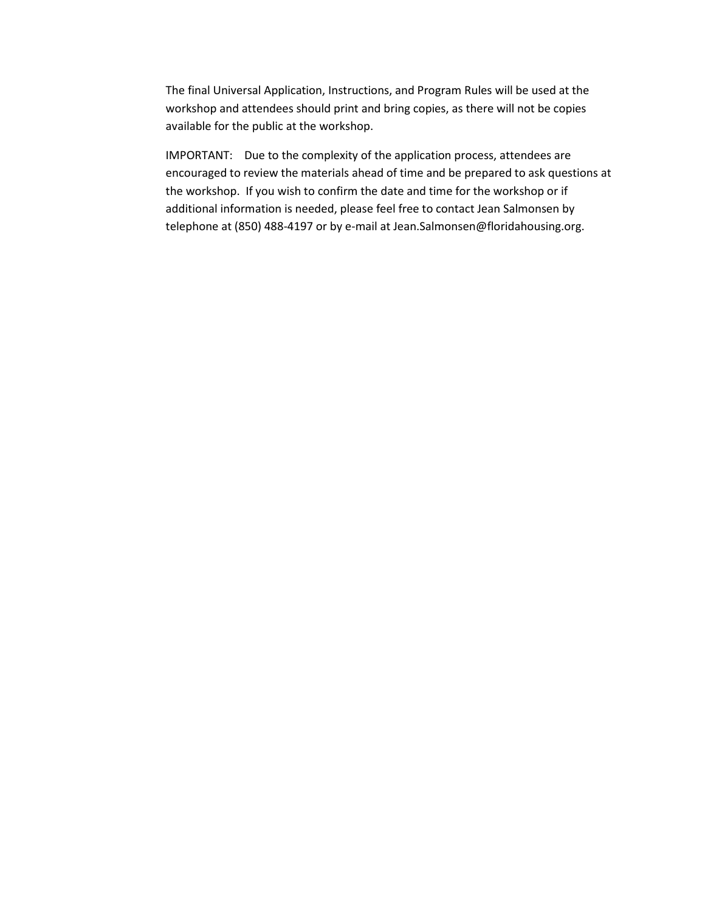The final Universal Application, Instructions, and Program Rules will be used at the workshop and attendees should print and bring copies, as there will not be copies available for the public at the workshop.

IMPORTANT: Due to the complexity of the application process, attendees are encouraged to review the materials ahead of time and be prepared to ask questions at the workshop. If you wish to confirm the date and time for the workshop or if additional information is needed, please feel free to contact Jean Salmonsen by telephone at (850) 488-4197 or by e-mail at Jean.Salmonsen@floridahousing.org.